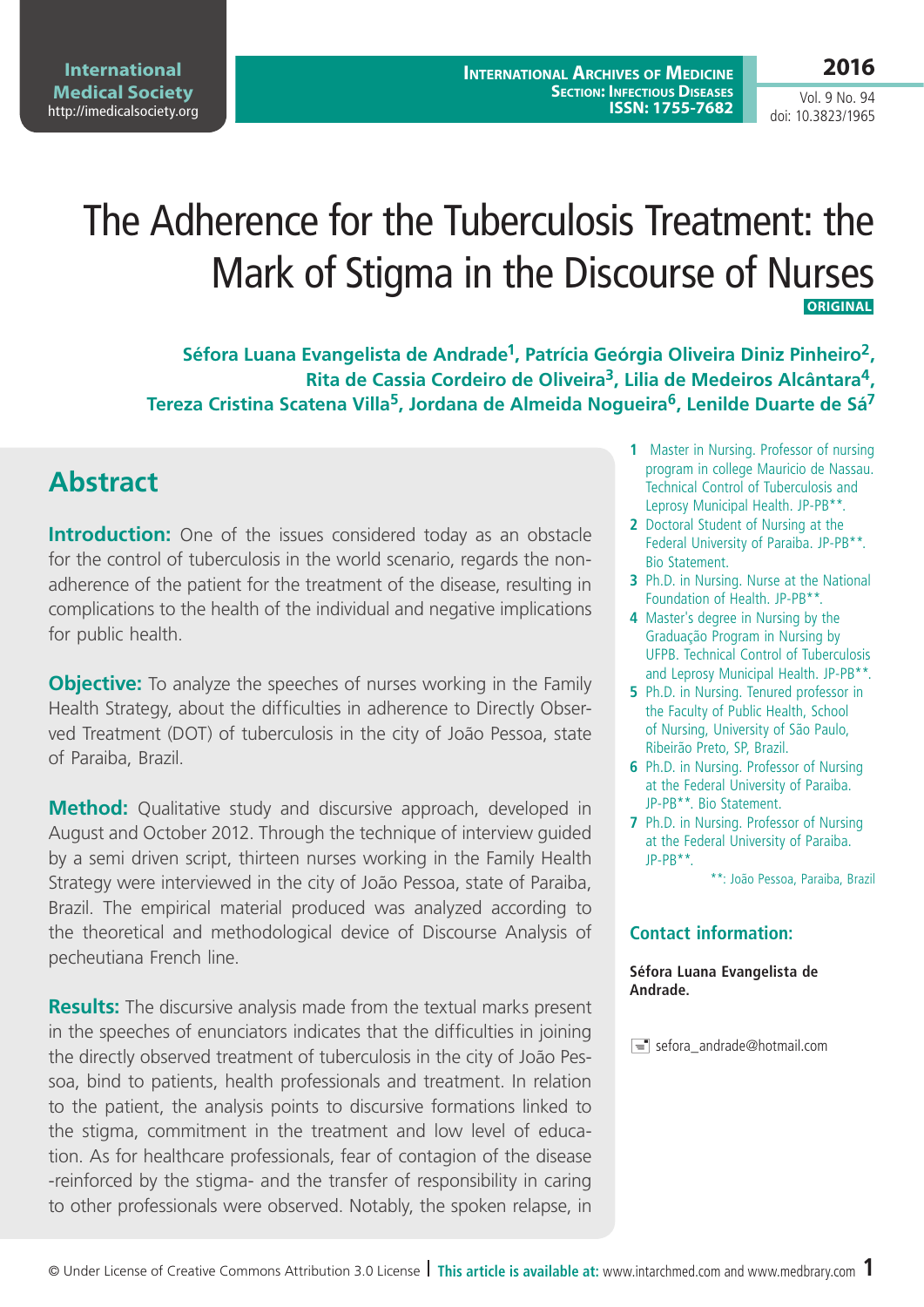# The Adherence for the Tuberculosis Treatment: the Mark of Stigma in the Discourse of Nurses

**ORIGINAL**

**Séfora Luana Evangelista de Andrade[1], Patrícia Geórgia Oliveira Diniz Pinheiro[2], Rita de Cassia Cordeiro de Oliveira[3], Lilia de Medeiros Alcântara[4], Tereza Cristina Scatena Villa[5], Jordana de Almeida Nogueira[6], Lenilde Duarte de Sá[7]**

1. Master in Nursing. Professor of nursing program in college Mauricio de Nassau. Technical Control of Tuberculosis and Leprosy Municipal Health. JP-PB**.
2. Doctoral Student of Nursing at the Federal University of Paraiba. JP-PB**. Bio Statement.
3. Ph.D. in Nursing. Nurse at the National Foundation of Health. JP-PB**.
4. Master's degree in Nursing by the Graduação Program in Nursing by UFPB. Technical Control of Tuberculosis and Leprosy Municipal Health. JP-PB**.
5. Ph.D. in Nursing. Tenured professor in the Faculty of Public Health, School of Nursing, University of São Paulo, Ribeirão Preto, SP, Brazil.
6. Ph.D. in Nursing. Professor of Nursing at the Federal University of Paraiba. JP-PB**. Bio Statement.
7. Ph.D. in Nursing. Professor of Nursing at the Federal University of Paraiba. JP-PB**.

**: João Pessoa, Paraiba, Brazil

### Contact information:

**Séfora Luana Evangelista de Andrade.**

sefora_andrade@hotmail.com

## Abstract

**Introduction:** One of the issues considered today as an obstacle for the control of tuberculosis in the world scenario, regards the non-adherence of the patient for the treatment of the disease, resulting in complications to the health of the individual and negative implications for public health.

**Objective:** To analyze the speeches of nurses working in the Family Health Strategy, about the difficulties in adherence to Directly Observed Treatment (DOT) of tuberculosis in the city of João Pessoa, state of Paraiba, Brazil.

**Method:** Qualitative study and discursive approach, developed in August and October 2012. Through the technique of interview guided by a semi driven script, thirteen nurses working in the Family Health Strategy were interviewed in the city of João Pessoa, state of Paraiba, Brazil. The empirical material produced was analyzed according to the theoretical and methodological device of Discourse Analysis of pecheutiana French line.

**Results:** The discursive analysis made from the textual marks present in the speeches of enunciators indicates that the difficulties in joining the directly observed treatment of tuberculosis in the city of João Pessoa, bind to patients, health professionals and treatment. In relation to the patient, the analysis points to discursive formations linked to the stigma, commitment in the treatment and low level of education. As for healthcare professionals, fear of contagion of the disease -reinforced by the stigma- and the transfer of responsibility in caring to other professionals were observed. Notably, the spoken relapse, in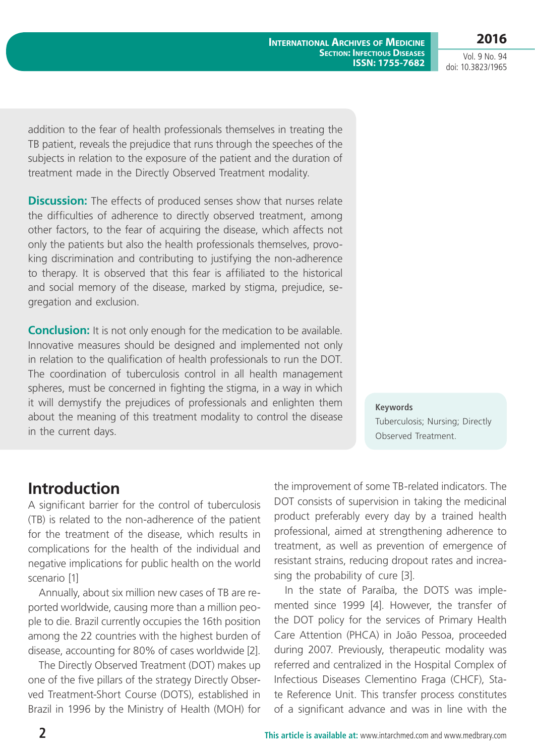addition to the fear of health professionals themselves in treating the TB patient, reveals the prejudice that runs through the speeches of the subjects in relation to the exposure of the patient and the duration of treatment made in the Directly Observed Treatment modality.

**Discussion:** The effects of produced senses show that nurses relate the difficulties of adherence to directly observed treatment, among other factors, to the fear of acquiring the disease, which affects not only the patients but also the health professionals themselves, provoking discrimination and contributing to justifying the non-adherence to therapy. It is observed that this fear is affiliated to the historical and social memory of the disease, marked by stigma, prejudice, segregation and exclusion.

**Conclusion:** It is not only enough for the medication to be available. Innovative measures should be designed and implemented not only in relation to the qualification of health professionals to run the DOT. The coordination of tuberculosis control in all health management spheres, must be concerned in fighting the stigma, in a way in which it will demystify the prejudices of professionals and enlighten them about the meaning of this treatment modality to control the disease in the current days.

**Keywords**

Tuberculosis; Nursing; Directly Observed Treatment.

## Introduction

A significant barrier for the control of tuberculosis (TB) is related to the non-adherence of the patient for the treatment of the disease, which results in complications for the health of the individual and negative implications for public health on the world scenario [1]

Annually, about six million new cases of TB are reported worldwide, causing more than a million people to die. Brazil currently occupies the 16th position among the 22 countries with the highest burden of disease, accounting for 80% of cases worldwide [2].

The Directly Observed Treatment (DOT) makes up one of the five pillars of the strategy Directly Observed Treatment-Short Course (DOTS), established in Brazil in 1996 by the Ministry of Health (MOH) for the improvement of some TB-related indicators. The DOT consists of supervision in taking the medicinal product preferably every day by a trained health professional, aimed at strengthening adherence to treatment, as well as prevention of emergence of resistant strains, reducing dropout rates and increasing the probability of cure [3].

In the state of Paraíba, the DOTS was implemented since 1999 [4]. However, the transfer of the DOT policy for the services of Primary Health Care Attention (PHCA) in João Pessoa, proceeded during 2007. Previously, therapeutic modality was referred and centralized in the Hospital Complex of Infectious Diseases Clementino Fraga (CHCF), State Reference Unit. This transfer process constitutes of a significant advance and was in line with the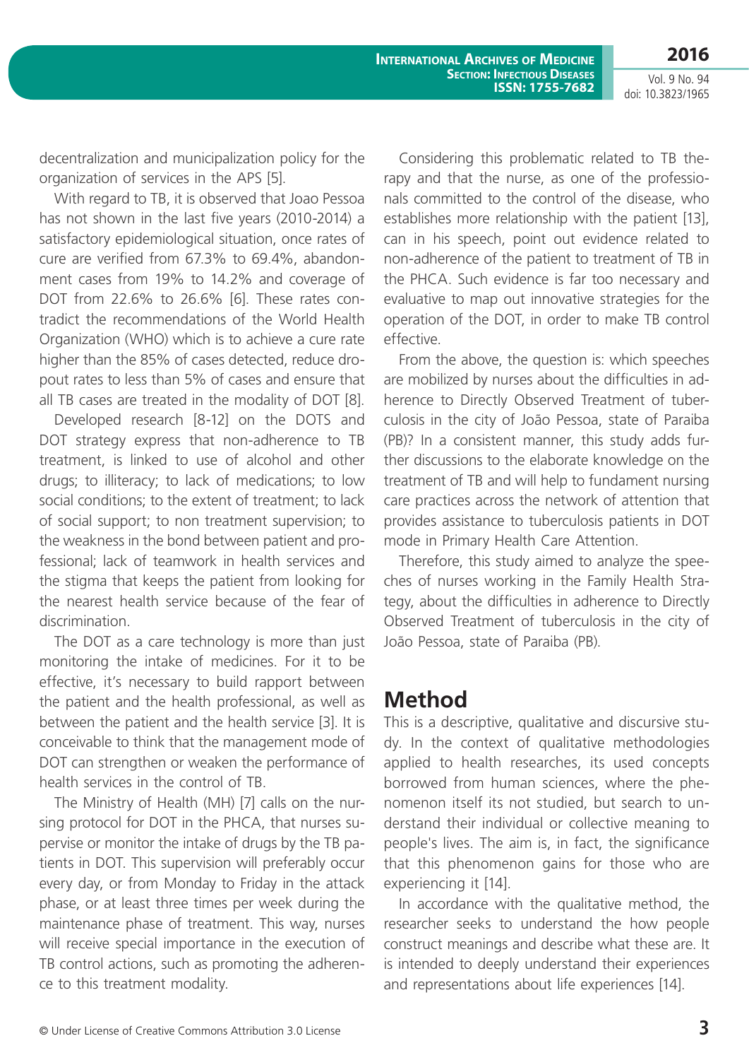decentralization and municipalization policy for the organization of services in the APS [5].

With regard to TB, it is observed that Joao Pessoa has not shown in the last five years (2010-2014) a satisfactory epidemiological situation, once rates of cure are verified from 67.3% to 69.4%, abandonment cases from 19% to 14.2% and coverage of DOT from 22.6% to 26.6% [6]. These rates contradict the recommendations of the World Health Organization (WHO) which is to achieve a cure rate higher than the 85% of cases detected, reduce dropout rates to less than 5% of cases and ensure that all TB cases are treated in the modality of DOT [8].

Developed research [8-12] on the DOTS and DOT strategy express that non-adherence to TB treatment, is linked to use of alcohol and other drugs; to illiteracy; to lack of medications; to low social conditions; to the extent of treatment; to lack of social support; to non treatment supervision; to the weakness in the bond between patient and professional; lack of teamwork in health services and the stigma that keeps the patient from looking for the nearest health service because of the fear of discrimination.

The DOT as a care technology is more than just monitoring the intake of medicines. For it to be effective, it's necessary to build rapport between the patient and the health professional, as well as between the patient and the health service [3]. It is conceivable to think that the management mode of DOT can strengthen or weaken the performance of health services in the control of TB.

The Ministry of Health (MH) [7] calls on the nursing protocol for DOT in the PHCA, that nurses supervise or monitor the intake of drugs by the TB patients in DOT. This supervision will preferably occur every day, or from Monday to Friday in the attack phase, or at least three times per week during the maintenance phase of treatment. This way, nurses will receive special importance in the execution of TB control actions, such as promoting the adherence to this treatment modality.

Considering this problematic related to TB therapy and that the nurse, as one of the professionals committed to the control of the disease, who establishes more relationship with the patient [13], can in his speech, point out evidence related to non-adherence of the patient to treatment of TB in the PHCA. Such evidence is far too necessary and evaluative to map out innovative strategies for the operation of the DOT, in order to make TB control effective.

From the above, the question is: which speeches are mobilized by nurses about the difficulties in adherence to Directly Observed Treatment of tuberculosis in the city of João Pessoa, state of Paraiba (PB)? In a consistent manner, this study adds further discussions to the elaborate knowledge on the treatment of TB and will help to fundament nursing care practices across the network of attention that provides assistance to tuberculosis patients in DOT mode in Primary Health Care Attention.

Therefore, this study aimed to analyze the speeches of nurses working in the Family Health Strategy, about the difficulties in adherence to Directly Observed Treatment of tuberculosis in the city of João Pessoa, state of Paraiba (PB).

## Method

This is a descriptive, qualitative and discursive study. In the context of qualitative methodologies applied to health researches, its used concepts borrowed from human sciences, where the phenomenon itself its not studied, but search to understand their individual or collective meaning to people's lives. The aim is, in fact, the significance that this phenomenon gains for those who are experiencing it [14].

In accordance with the qualitative method, the researcher seeks to understand the how people construct meanings and describe what these are. It is intended to deeply understand their experiences and representations about life experiences [14].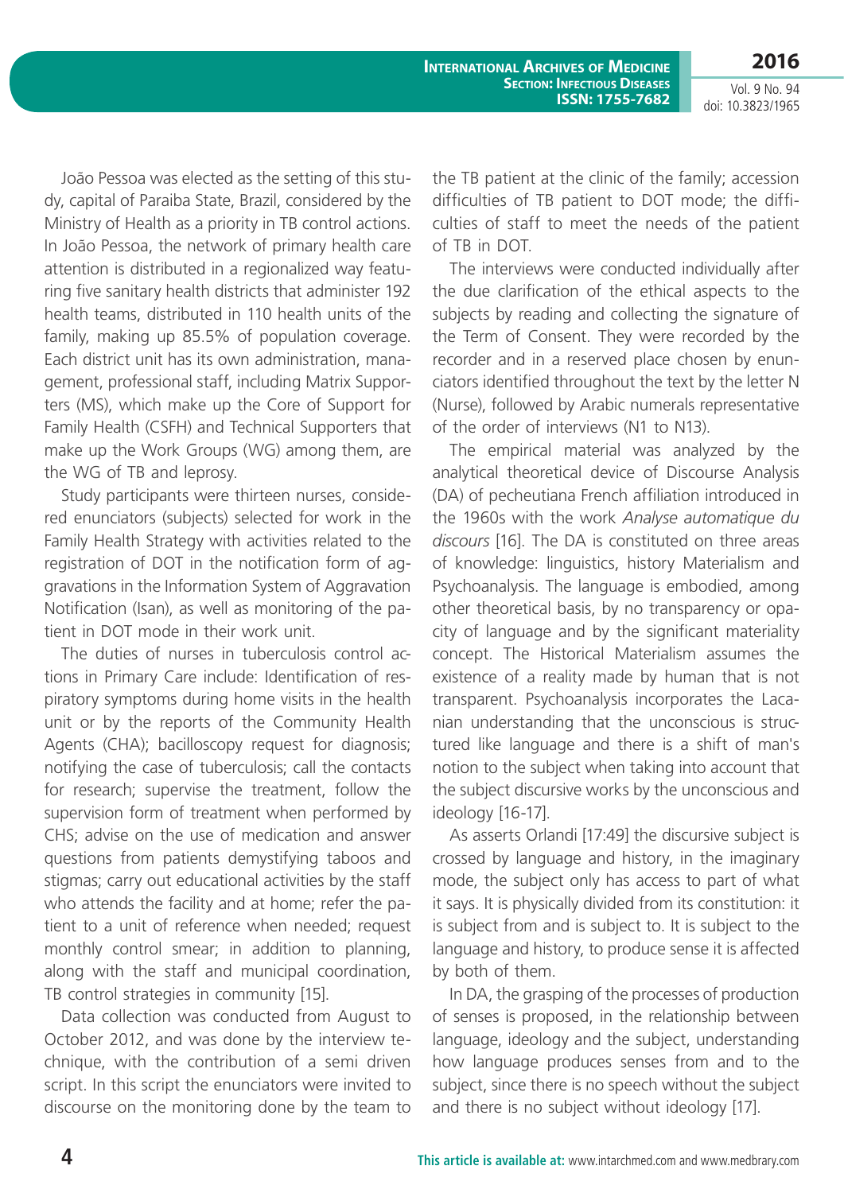João Pessoa was elected as the setting of this study, capital of Paraiba State, Brazil, considered by the Ministry of Health as a priority in TB control actions. In João Pessoa, the network of primary health care attention is distributed in a regionalized way featuring five sanitary health districts that administer 192 health teams, distributed in 110 health units of the family, making up 85.5% of population coverage. Each district unit has its own administration, management, professional staff, including Matrix Supporters (MS), which make up the Core of Support for Family Health (CSFH) and Technical Supporters that make up the Work Groups (WG) among them, are the WG of TB and leprosy.

Study participants were thirteen nurses, considered enunciators (subjects) selected for work in the Family Health Strategy with activities related to the registration of DOT in the notification form of aggravations in the Information System of Aggravation Notification (Isan), as well as monitoring of the patient in DOT mode in their work unit.

The duties of nurses in tuberculosis control actions in Primary Care include: Identification of respiratory symptoms during home visits in the health unit or by the reports of the Community Health Agents (CHA); bacilloscopy request for diagnosis; notifying the case of tuberculosis; call the contacts for research; supervise the treatment, follow the supervision form of treatment when performed by CHS; advise on the use of medication and answer questions from patients demystifying taboos and stigmas; carry out educational activities by the staff who attends the facility and at home; refer the patient to a unit of reference when needed; request monthly control smear; in addition to planning, along with the staff and municipal coordination, TB control strategies in community [15].

Data collection was conducted from August to October 2012, and was done by the interview technique, with the contribution of a semi driven script. In this script the enunciators were invited to discourse on the monitoring done by the team to the TB patient at the clinic of the family; accession difficulties of TB patient to DOT mode; the difficulties of staff to meet the needs of the patient of TB in DOT.

The interviews were conducted individually after the due clarification of the ethical aspects to the subjects by reading and collecting the signature of the Term of Consent. They were recorded by the recorder and in a reserved place chosen by enunciators identified throughout the text by the letter N (Nurse), followed by Arabic numerals representative of the order of interviews (N1 to N13).

The empirical material was analyzed by the analytical theoretical device of Discourse Analysis (DA) of pecheutiana French affiliation introduced in the 1960s with the work *Analyse automatique du discours* [16]. The DA is constituted on three areas of knowledge: linguistics, history Materialism and Psychoanalysis. The language is embodied, among other theoretical basis, by no transparency or opacity of language and by the significant materiality concept. The Historical Materialism assumes the existence of a reality made by human that is not transparent. Psychoanalysis incorporates the Lacanian understanding that the unconscious is structured like language and there is a shift of man's notion to the subject when taking into account that the subject discursive works by the unconscious and ideology [16-17].

As asserts Orlandi [17:49] the discursive subject is crossed by language and history, in the imaginary mode, the subject only has access to part of what it says. It is physically divided from its constitution: it is subject from and is subject to. It is subject to the language and history, to produce sense it is affected by both of them.

In DA, the grasping of the processes of production of senses is proposed, in the relationship between language, ideology and the subject, understanding how language produces senses from and to the subject, since there is no speech without the subject and there is no subject without ideology [17].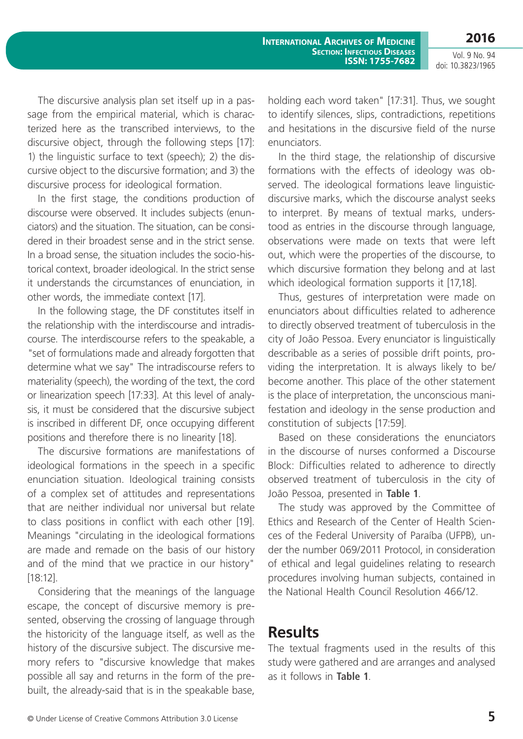The discursive analysis plan set itself up in a passage from the empirical material, which is characterized here as the transcribed interviews, to the discursive object, through the following steps [17]: 1) the linguistic surface to text (speech); 2) the discursive object to the discursive formation; and 3) the discursive process for ideological formation.

In the first stage, the conditions production of discourse were observed. It includes subjects (enunciators) and the situation. The situation, can be considered in their broadest sense and in the strict sense. In a broad sense, the situation includes the socio-historical context, broader ideological. In the strict sense it understands the circumstances of enunciation, in other words, the immediate context [17].

In the following stage, the DF constitutes itself in the relationship with the interdiscourse and intradiscourse. The interdiscourse refers to the speakable, a "set of formulations made and already forgotten that determine what we say" The intradiscourse refers to materiality (speech), the wording of the text, the cord or linearization speech [17:33]. At this level of analysis, it must be considered that the discursive subject is inscribed in different DF, once occupying different positions and therefore there is no linearity [18].

The discursive formations are manifestations of ideological formations in the speech in a specific enunciation situation. Ideological training consists of a complex set of attitudes and representations that are neither individual nor universal but relate to class positions in conflict with each other [19]. Meanings "circulating in the ideological formations are made and remade on the basis of our history and of the mind that we practice in our history" [18:12].

Considering that the meanings of the language escape, the concept of discursive memory is presented, observing the crossing of language through the historicity of the language itself, as well as the history of the discursive subject. The discursive memory refers to "discursive knowledge that makes possible all say and returns in the form of the pre-built, the already-said that is in the speakable base, holding each word taken" [17:31]. Thus, we sought to identify silences, slips, contradictions, repetitions and hesitations in the discursive field of the nurse enunciators.

In the third stage, the relationship of discursive formations with the effects of ideology was observed. The ideological formations leave linguistic-discursive marks, which the discourse analyst seeks to interpret. By means of textual marks, understood as entries in the discourse through language, observations were made on texts that were left out, which were the properties of the discourse, to which discursive formation they belong and at last which ideological formation supports it [17,18].

Thus, gestures of interpretation were made on enunciators about difficulties related to adherence to directly observed treatment of tuberculosis in the city of João Pessoa. Every enunciator is linguistically describable as a series of possible drift points, providing the interpretation. It is always likely to be/become another. This place of the other statement is the place of interpretation, the unconscious manifestation and ideology in the sense production and constitution of subjects [17:59].

Based on these considerations the enunciators in the discourse of nurses conformed a Discourse Block: Difficulties related to adherence to directly observed treatment of tuberculosis in the city of João Pessoa, presented in **Table 1**.

The study was approved by the Committee of Ethics and Research of the Center of Health Sciences of the Federal University of Paraíba (UFPB), under the number 069/2011 Protocol, in consideration of ethical and legal guidelines relating to research procedures involving human subjects, contained in the National Health Council Resolution 466/12.

## Results

The textual fragments used in the results of this study were gathered and are arranges and analysed as it follows in **Table 1**.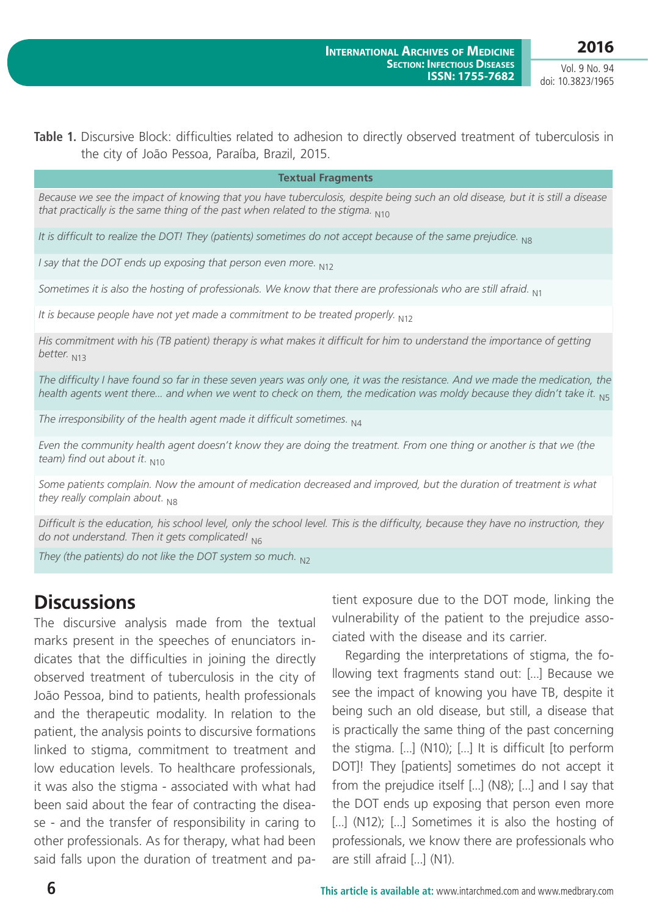**Table 1.** Discursive Block: difficulties related to adhesion to directly observed treatment of tuberculosis in the city of João Pessoa, Paraíba, Brazil, 2015.

| Textual Fragments |
|---|
| *Because we see the impact of knowing that you have tuberculosis, despite being such an old disease, but it is still a disease that practically is the same thing of the past when related to the stigma.* $_{N10}$ |
| *It is difficult to realize the DOT! They (patients) sometimes do not accept because of the same prejudice.* $_{N8}$ |
| *I say that the DOT ends up exposing that person even more.* $_{N12}$ |
| *Sometimes it is also the hosting of professionals. We know that there are professionals who are still afraid.* $_{N1}$ |
| *It is because people have not yet made a commitment to be treated properly.* $_{N12}$ |
| *His commitment with his (TB patient) therapy is what makes it difficult for him to understand the importance of getting better.* $_{N13}$ |
| *The difficulty I have found so far in these seven years was only one, it was the resistance. And we made the medication, the health agents went there... and when we went to check on them, the medication was moldy because they didn't take it.* $_{N5}$ |
| *The irresponsibility of the health agent made it difficult sometimes.* $_{N4}$ |
| *Even the community health agent doesn't know they are doing the treatment. From one thing or another is that we (the team) find out about it.* $_{N10}$ |
| *Some patients complain. Now the amount of medication decreased and improved, but the duration of treatment is what they really complain about.* $_{N8}$ |
| *Difficult is the education, his school level, only the school level. This is the difficulty, because they have no instruction, they do not understand. Then it gets complicated!* $_{N6}$ |
| *They (the patients) do not like the DOT system so much.* $_{N2}$ |

## Discussions

The discursive analysis made from the textual marks present in the speeches of enunciators indicates that the difficulties in joining the directly observed treatment of tuberculosis in the city of João Pessoa, bind to patients, health professionals and the therapeutic modality. In relation to the patient, the analysis points to discursive formations linked to stigma, commitment to treatment and low education levels. To healthcare professionals, it was also the stigma - associated with what had been said about the fear of contracting the disease - and the transfer of responsibility in caring to other professionals. As for therapy, what had been said falls upon the duration of treatment and patient exposure due to the DOT mode, linking the vulnerability of the patient to the prejudice associated with the disease and its carrier.

Regarding the interpretations of stigma, the following text fragments stand out: [...] Because we see the impact of knowing you have TB, despite it being such an old disease, but still, a disease that is practically the same thing of the past concerning the stigma. [...] (N10); [...] It is difficult [to perform DOT]! They [patients] sometimes do not accept it from the prejudice itself [...] (N8); [...] and I say that the DOT ends up exposing that person even more [...] (N12); [...] Sometimes it is also the hosting of professionals, we know there are professionals who are still afraid [...] (N1).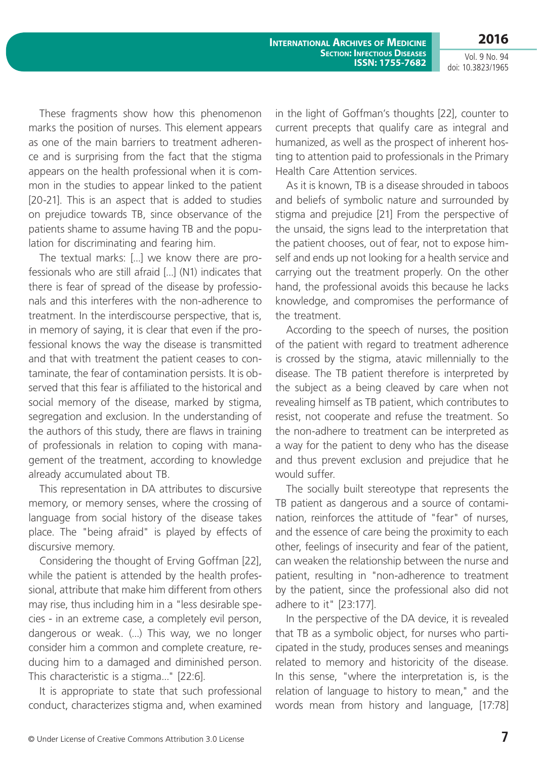These fragments show how this phenomenon marks the position of nurses. This element appears as one of the main barriers to treatment adherence and is surprising from the fact that the stigma appears on the health professional when it is common in the studies to appear linked to the patient [20-21]. This is an aspect that is added to studies on prejudice towards TB, since observance of the patients shame to assume having TB and the population for discriminating and fearing him.

The textual marks: [...] we know there are professionals who are still afraid [...] (N1) indicates that there is fear of spread of the disease by professionals and this interferes with the non-adherence to treatment. In the interdiscourse perspective, that is, in memory of saying, it is clear that even if the professional knows the way the disease is transmitted and that with treatment the patient ceases to contaminate, the fear of contamination persists. It is observed that this fear is affiliated to the historical and social memory of the disease, marked by stigma, segregation and exclusion. In the understanding of the authors of this study, there are flaws in training of professionals in relation to coping with management of the treatment, according to knowledge already accumulated about TB.

This representation in DA attributes to discursive memory, or memory senses, where the crossing of language from social history of the disease takes place. The "being afraid" is played by effects of discursive memory.

Considering the thought of Erving Goffman [22], while the patient is attended by the health professional, attribute that make him different from others may rise, thus including him in a "less desirable species - in an extreme case, a completely evil person, dangerous or weak. (...) This way, we no longer consider him a common and complete creature, reducing him to a damaged and diminished person. This characteristic is a stigma..." [22:6].

It is appropriate to state that such professional conduct, characterizes stigma and, when examined in the light of Goffman's thoughts [22], counter to current precepts that qualify care as integral and humanized, as well as the prospect of inherent hosting to attention paid to professionals in the Primary Health Care Attention services.

As it is known, TB is a disease shrouded in taboos and beliefs of symbolic nature and surrounded by stigma and prejudice [21] From the perspective of the unsaid, the signs lead to the interpretation that the patient chooses, out of fear, not to expose himself and ends up not looking for a health service and carrying out the treatment properly. On the other hand, the professional avoids this because he lacks knowledge, and compromises the performance of the treatment.

According to the speech of nurses, the position of the patient with regard to treatment adherence is crossed by the stigma, atavic millennially to the disease. The TB patient therefore is interpreted by the subject as a being cleaved by care when not revealing himself as TB patient, which contributes to resist, not cooperate and refuse the treatment. So the non-adhere to treatment can be interpreted as a way for the patient to deny who has the disease and thus prevent exclusion and prejudice that he would suffer.

The socially built stereotype that represents the TB patient as dangerous and a source of contamination, reinforces the attitude of "fear" of nurses, and the essence of care being the proximity to each other, feelings of insecurity and fear of the patient, can weaken the relationship between the nurse and patient, resulting in "non-adherence to treatment by the patient, since the professional also did not adhere to it" [23:177].

In the perspective of the DA device, it is revealed that TB as a symbolic object, for nurses who participated in the study, produces senses and meanings related to memory and historicity of the disease. In this sense, "where the interpretation is, is the relation of language to history to mean," and the words mean from history and language, [17:78]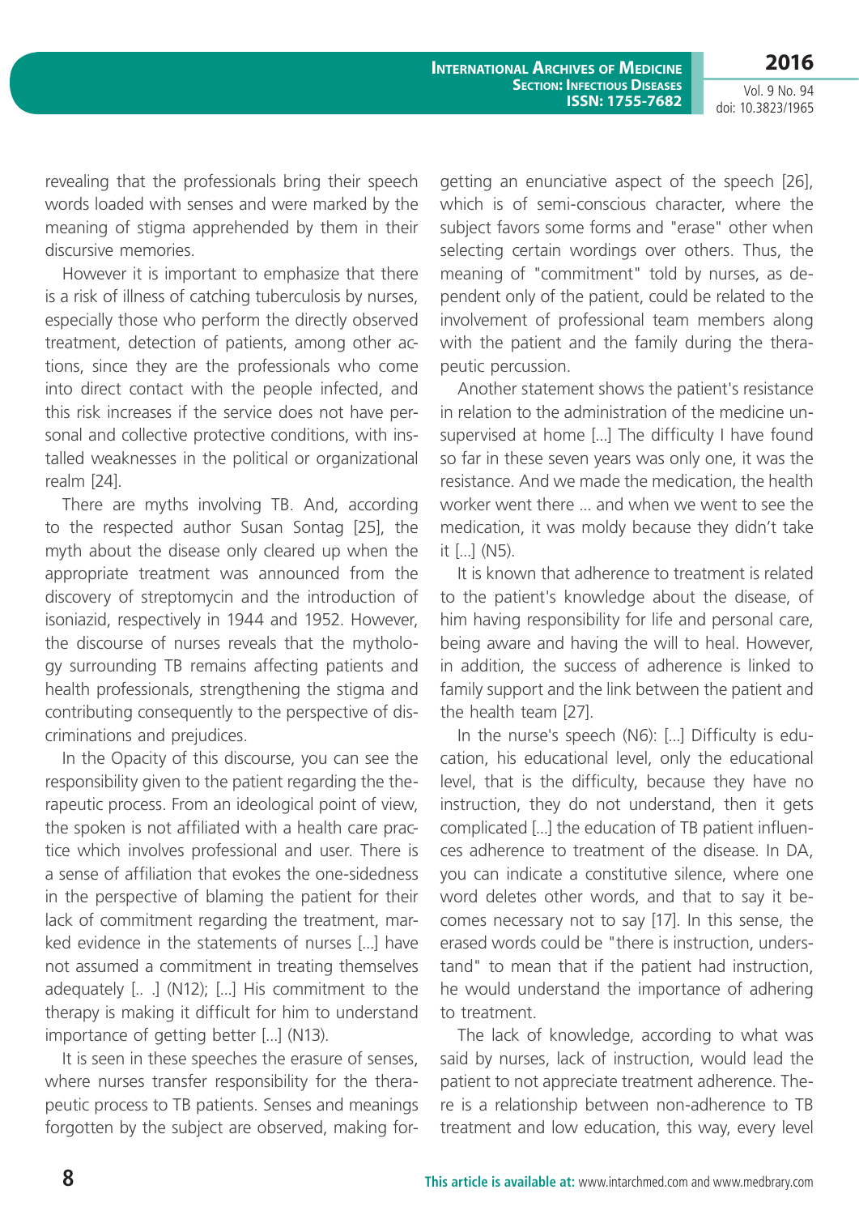revealing that the professionals bring their speech words loaded with senses and were marked by the meaning of stigma apprehended by them in their discursive memories.

However it is important to emphasize that there is a risk of illness of catching tuberculosis by nurses, especially those who perform the directly observed treatment, detection of patients, among other actions, since they are the professionals who come into direct contact with the people infected, and this risk increases if the service does not have personal and collective protective conditions, with installed weaknesses in the political or organizational realm [24].

There are myths involving TB. And, according to the respected author Susan Sontag [25], the myth about the disease only cleared up when the appropriate treatment was announced from the discovery of streptomycin and the introduction of isoniazid, respectively in 1944 and 1952. However, the discourse of nurses reveals that the mythology surrounding TB remains affecting patients and health professionals, strengthening the stigma and contributing consequently to the perspective of discriminations and prejudices.

In the Opacity of this discourse, you can see the responsibility given to the patient regarding the therapeutic process. From an ideological point of view, the spoken is not affiliated with a health care practice which involves professional and user. There is a sense of affiliation that evokes the one-sidedness in the perspective of blaming the patient for their lack of commitment regarding the treatment, marked evidence in the statements of nurses [...] have not assumed a commitment in treating themselves adequately [.. .] (N12); [...] His commitment to the therapy is making it difficult for him to understand importance of getting better [...] (N13).

It is seen in these speeches the erasure of senses, where nurses transfer responsibility for the therapeutic process to TB patients. Senses and meanings forgotten by the subject are observed, making forgetting an enunciative aspect of the speech [26], which is of semi-conscious character, where the subject favors some forms and "erase" other when selecting certain wordings over others. Thus, the meaning of "commitment" told by nurses, as dependent only of the patient, could be related to the involvement of professional team members along with the patient and the family during the therapeutic percussion.

Another statement shows the patient's resistance in relation to the administration of the medicine unsupervised at home [...] The difficulty I have found so far in these seven years was only one, it was the resistance. And we made the medication, the health worker went there ... and when we went to see the medication, it was moldy because they didn't take it [...] (N5).

It is known that adherence to treatment is related to the patient's knowledge about the disease, of him having responsibility for life and personal care, being aware and having the will to heal. However, in addition, the success of adherence is linked to family support and the link between the patient and the health team [27].

In the nurse's speech (N6): [...] Difficulty is education, his educational level, only the educational level, that is the difficulty, because they have no instruction, they do not understand, then it gets complicated [...] the education of TB patient influences adherence to treatment of the disease. In DA, you can indicate a constitutive silence, where one word deletes other words, and that to say it becomes necessary not to say [17]. In this sense, the erased words could be "there is instruction, understand" to mean that if the patient had instruction, he would understand the importance of adhering to treatment.

The lack of knowledge, according to what was said by nurses, lack of instruction, would lead the patient to not appreciate treatment adherence. There is a relationship between non-adherence to TB treatment and low education, this way, every level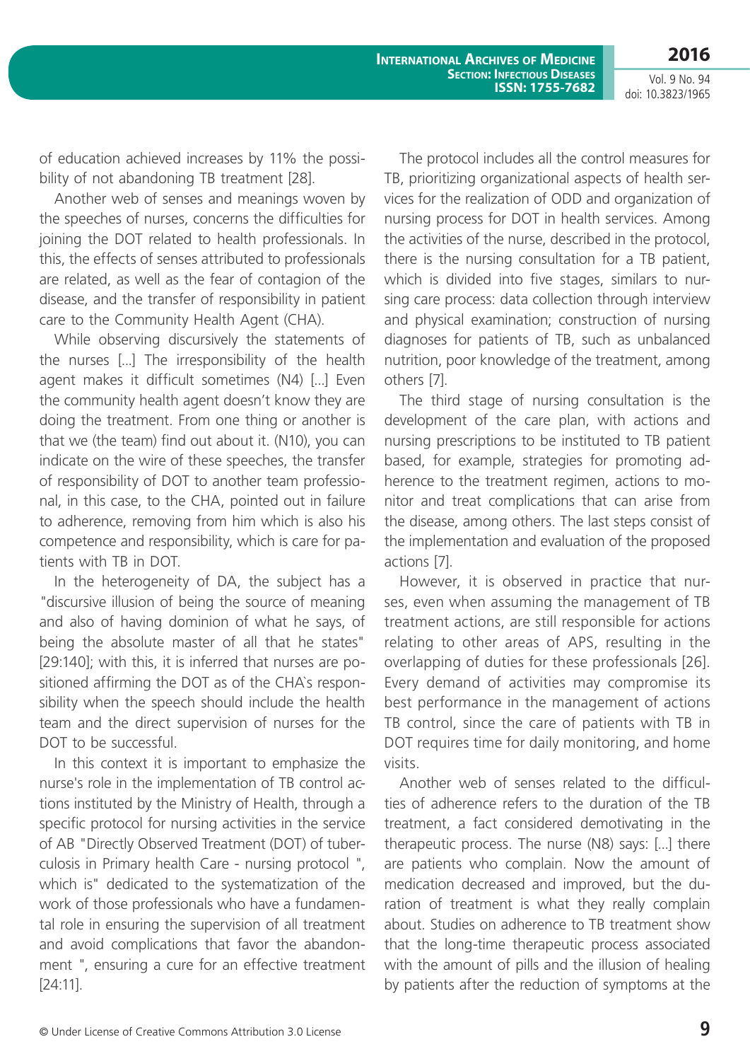of education achieved increases by 11% the possibility of not abandoning TB treatment [28].

Another web of senses and meanings woven by the speeches of nurses, concerns the difficulties for joining the DOT related to health professionals. In this, the effects of senses attributed to professionals are related, as well as the fear of contagion of the disease, and the transfer of responsibility in patient care to the Community Health Agent (CHA).

While observing discursively the statements of the nurses [...] The irresponsibility of the health agent makes it difficult sometimes (N4) [...] Even the community health agent doesn't know they are doing the treatment. From one thing or another is that we (the team) find out about it. (N10), you can indicate on the wire of these speeches, the transfer of responsibility of DOT to another team professional, in this case, to the CHA, pointed out in failure to adherence, removing from him which is also his competence and responsibility, which is care for patients with TB in DOT.

In the heterogeneity of DA, the subject has a "discursive illusion of being the source of meaning and also of having dominion of what he says, of being the absolute master of all that he states" [29:140]; with this, it is inferred that nurses are positioned affirming the DOT as of the CHA`s responsibility when the speech should include the health team and the direct supervision of nurses for the DOT to be successful.

In this context it is important to emphasize the nurse's role in the implementation of TB control actions instituted by the Ministry of Health, through a specific protocol for nursing activities in the service of AB "Directly Observed Treatment (DOT) of tuberculosis in Primary health Care - nursing protocol ", which is" dedicated to the systematization of the work of those professionals who have a fundamental role in ensuring the supervision of all treatment and avoid complications that favor the abandonment ", ensuring a cure for an effective treatment [24:11].

The protocol includes all the control measures for TB, prioritizing organizational aspects of health services for the realization of ODD and organization of nursing process for DOT in health services. Among the activities of the nurse, described in the protocol, there is the nursing consultation for a TB patient, which is divided into five stages, similars to nursing care process: data collection through interview and physical examination; construction of nursing diagnoses for patients of TB, such as unbalanced nutrition, poor knowledge of the treatment, among others [7].

The third stage of nursing consultation is the development of the care plan, with actions and nursing prescriptions to be instituted to TB patient based, for example, strategies for promoting adherence to the treatment regimen, actions to monitor and treat complications that can arise from the disease, among others. The last steps consist of the implementation and evaluation of the proposed actions [7].

However, it is observed in practice that nurses, even when assuming the management of TB treatment actions, are still responsible for actions relating to other areas of APS, resulting in the overlapping of duties for these professionals [26]. Every demand of activities may compromise its best performance in the management of actions TB control, since the care of patients with TB in DOT requires time for daily monitoring, and home visits.

Another web of senses related to the difficulties of adherence refers to the duration of the TB treatment, a fact considered demotivating in the therapeutic process. The nurse (N8) says: [...] there are patients who complain. Now the amount of medication decreased and improved, but the duration of treatment is what they really complain about. Studies on adherence to TB treatment show that the long-time therapeutic process associated with the amount of pills and the illusion of healing by patients after the reduction of symptoms at the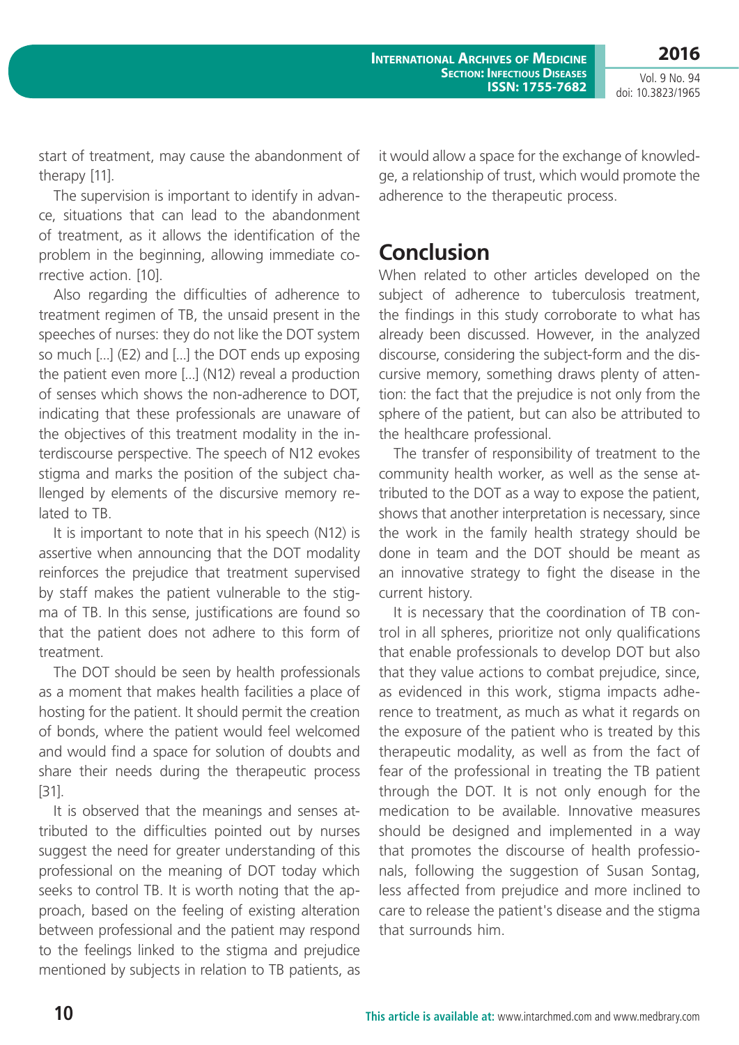start of treatment, may cause the abandonment of therapy [11].

The supervision is important to identify in advance, situations that can lead to the abandonment of treatment, as it allows the identification of the problem in the beginning, allowing immediate corrective action. [10].

Also regarding the difficulties of adherence to treatment regimen of TB, the unsaid present in the speeches of nurses: they do not like the DOT system so much [...] (E2) and [...] the DOT ends up exposing the patient even more [...] (N12) reveal a production of senses which shows the non-adherence to DOT, indicating that these professionals are unaware of the objectives of this treatment modality in the interdiscourse perspective. The speech of N12 evokes stigma and marks the position of the subject challenged by elements of the discursive memory related to TB.

It is important to note that in his speech (N12) is assertive when announcing that the DOT modality reinforces the prejudice that treatment supervised by staff makes the patient vulnerable to the stigma of TB. In this sense, justifications are found so that the patient does not adhere to this form of treatment.

The DOT should be seen by health professionals as a moment that makes health facilities a place of hosting for the patient. It should permit the creation of bonds, where the patient would feel welcomed and would find a space for solution of doubts and share their needs during the therapeutic process [31].

It is observed that the meanings and senses attributed to the difficulties pointed out by nurses suggest the need for greater understanding of this professional on the meaning of DOT today which seeks to control TB. It is worth noting that the approach, based on the feeling of existing alteration between professional and the patient may respond to the feelings linked to the stigma and prejudice mentioned by subjects in relation to TB patients, as it would allow a space for the exchange of knowledge, a relationship of trust, which would promote the adherence to the therapeutic process.

## Conclusion

When related to other articles developed on the subject of adherence to tuberculosis treatment, the findings in this study corroborate to what has already been discussed. However, in the analyzed discourse, considering the subject-form and the discursive memory, something draws plenty of attention: the fact that the prejudice is not only from the sphere of the patient, but can also be attributed to the healthcare professional.

The transfer of responsibility of treatment to the community health worker, as well as the sense attributed to the DOT as a way to expose the patient, shows that another interpretation is necessary, since the work in the family health strategy should be done in team and the DOT should be meant as an innovative strategy to fight the disease in the current history.

It is necessary that the coordination of TB control in all spheres, prioritize not only qualifications that enable professionals to develop DOT but also that they value actions to combat prejudice, since, as evidenced in this work, stigma impacts adherence to treatment, as much as what it regards on the exposure of the patient who is treated by this therapeutic modality, as well as from the fact of fear of the professional in treating the TB patient through the DOT. It is not only enough for the medication to be available. Innovative measures should be designed and implemented in a way that promotes the discourse of health professionals, following the suggestion of Susan Sontag, less affected from prejudice and more inclined to care to release the patient's disease and the stigma that surrounds him.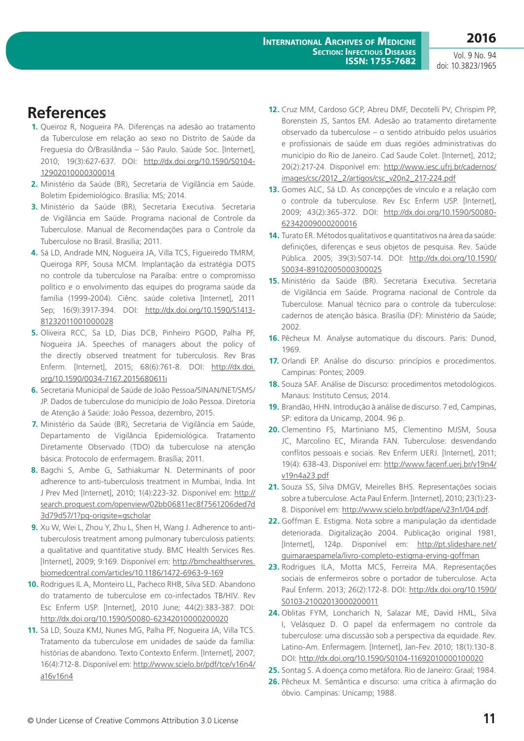# References

1. Queiroz R, Nogueira PA. Diferenças na adesão ao tratamento da Tuberculose em relação ao sexo no Distrito de Saúde da Freguesia do Ó/Brasilândia – São Paulo. Saúde Soc. [Internet], 2010; 19(3):627-637. DOI: http://dx.doi.org/10.1590/S0104-12902010000300014
2. Ministério da Saúde (BR), Secretaria de Vigilância em Saúde. Boletim Epidemiológico. Brasília: MS; 2014.
3. Ministério da Saúde (BR), Secretaria Executiva. Secretaria de Vigilância em Saúde. Programa nacional de Controle da Tuberculose. Manual de Recomendações para o Controle da Tuberculose no Brasil. Brasília; 2011.
4. Sá LD, Andrade MN, Nogueira JA, Villa TCS, Figueiredo TMRM, Queiroga RPF, Sousa MCM. Implantação da estratégia DOTS no controle da tuberculose na Paraíba: entre o compromisso político e o envolvimento das equipes do programa saúde da família (1999-2004). Ciênc. saúde coletiva [Internet], 2011 Sep; 16(9):3917-394. DOI: http://dx.doi.org/10.1590/S1413-81232011001000028
5. Oliveira RCC, Sa LD, Dias DCB, Pinheiro PGOD, Palha PF, Nogueira JA. Speeches of managers about the policy of the directly observed treatment for tuberculosis. Rev Bras Enferm. [Internet], 2015; 68(6):761-8. DOI: http://dx.doi.org/10.1590/0034-7167.2015680611i
6. Secretaria Municipal de Saúde de João Pessoa/SINAN/NET/SMS/JP. Dados de tuberculose do município de João Pessoa. Diretoria de Atenção à Saúde: João Pessoa, dezembro, 2015.
7. Ministério da Saúde (BR), Secretaria de Vigilância em Saúde, Departamento de Vigilância Epidemiológica. Tratamento Diretamente Observado (TDO) da tuberculose na atenção básica: Protocolo de enfermagem. Brasília; 2011.
8. Bagchi S, Ambe G, Sathiakumar N. Determinants of poor adherence to anti-tuberculosis treatment in Mumbai, India. Int J Prev Med [Internet], 2010; 1(4):223-32. Disponível em: http://search.proquest.com/openview/02bb06811ec8f7561206ded7d3d79d57/1?pq-origsite=gscholar
9. Xu W, Wei L, Zhou Y, Zhu L, Shen H, Wang J. Adherence to anti-tuberculosis treatment among pulmonary tuberculosis patients: a qualitative and quantitative study. BMC Health Services Res. [Internet], 2009; 9:169. Disponível em: http://bmchealthservres.biomedcentral.com/articles/10.1186/1472-6963-9-169
10. Rodrigues IL A, Monteiro LL, Pacheco RHB, Silva SED. Abandono do tratamento de tuberculose em co-infectados TB/HIV. Rev Esc Enferm USP. [Internet], 2010 June; 44(2):383-387. DOI: http://dx.doi.org/10.1590/S0080-62342010000200020
11. Sá LD, Souza KMJ, Nunes MG, Palha PF, Nogueira JA, Villa TCS. Tratamento da tuberculose em unidades de saúde da família: histórias de abandono. Texto Contexto Enferm. [Internet], 2007; 16(4):712-8. Disponível em: http://www.scielo.br/pdf/tce/v16n4/a16v16n4
12. Cruz MM, Cardoso GCP, Abreu DMF, Decotelli PV, Chrispim PP, Borenstein JS, Santos EM. Adesão ao tratamento diretamente observado da tuberculose – o sentido atribuído pelos usuários e profissionais de saúde em duas regiões administrativas do município do Rio de Janeiro. Cad Saude Colet. [Internet], 2012; 20(2):217-24. Disponível em: http://www.iesc.ufrj.br/cadernos/images/csc/2012_2/artigos/csc_v20n2_217-224.pdf
13. Gomes ALC, Sá LD. As concepções de vínculo e a relação com o controle da tuberculose. Rev Esc Enferm USP. [Internet], 2009; 43(2):365-372. DOI: http://dx.doi.org/10.1590/S0080-62342009000200016
14. Turato ER. Métodos qualitativos e quantitativos na área da saúde: definições, diferenças e seus objetos de pesquisa. Rev. Saúde Pública. 2005; 39(3):507-14. DOI: http://dx.doi.org/10.1590/S0034-89102005000300025
15. Ministério da Saúde (BR). Secretaria Executiva. Secretaria de Vigilância em Saúde. Programa nacional de Controle da Tuberculose. Manual técnico para o controle da tuberculose: cadernos de atenção básica. Brasília (DF): Ministério da Saúde; 2002.
16. Pêcheux M. Analyse automatique du discours. Paris: Dunod, 1969.
17. Orlandi EP. Análise do discurso: princípios e procedimentos. Campinas: Pontes; 2009.
18. Souza SAF. Análise de Discurso: procedimentos metodológicos. Manaus: Instituto Census; 2014.
19. Brandão, HHN. Introdução à análise de discurso. 7 ed, Campinas, SP: editora da Unicamp, 2004. 96 p.
20. Clementino FS, Martiniano MS, Clementino MJSM, Sousa JC, Marcolino EC, Miranda FAN. Tuberculose: desvendando conflitos pessoais e sociais. Rev Enferm UERJ. [Internet], 2011; 19(4): 638-43. Disponível em: http://www.facenf.uerj.br/v19n4/v19n4a23.pdf
21. Souza SS, Silva DMGV, Meirelles BHS. Representações sociais sobre a tuberculose. Acta Paul Enferm. [Internet], 2010; 23(1):23-8. Disponível em: http://www.scielo.br/pdf/ape/v23n1/04.pdf.
22. Goffman E. Estigma. Nota sobre a manipulação da identidade deteriorada. Digitalização 2004. Publicação original 1981, [Internet], 124p. Disponível em: http://pt.slideshare.net/guimaraespamela/livro-completo-estigma-erving-goffman
23. Rodrigues ILA, Motta MCS, Ferreira MA. Representações sociais de enfermeiros sobre o portador de tuberculose. Acta Paul Enferm. 2013; 26(2):172-8. DOI: http://dx.doi.org/10.1590/S0103-21002013000200011
24. Oblitas FYM, Loncharich N, Salazar ME, David HML, Silva I, Velásquez D. O papel da enfermagem no controle da tuberculose: uma discussão sob a perspectiva da equidade. Rev. Latino-Am. Enfermagem. [Internet], Jan-Fev. 2010; 18(1):130-8. DOI: http://dx.doi.org/10.1590/S0104-11692010000100020
25. Sontag S. A doença como metáfora. Rio de Janeiro: Graal; 1984.
26. Pêcheux M. Semântica e discurso: uma crítica à afirmação do óbvio. Campinas: Unicamp; 1988.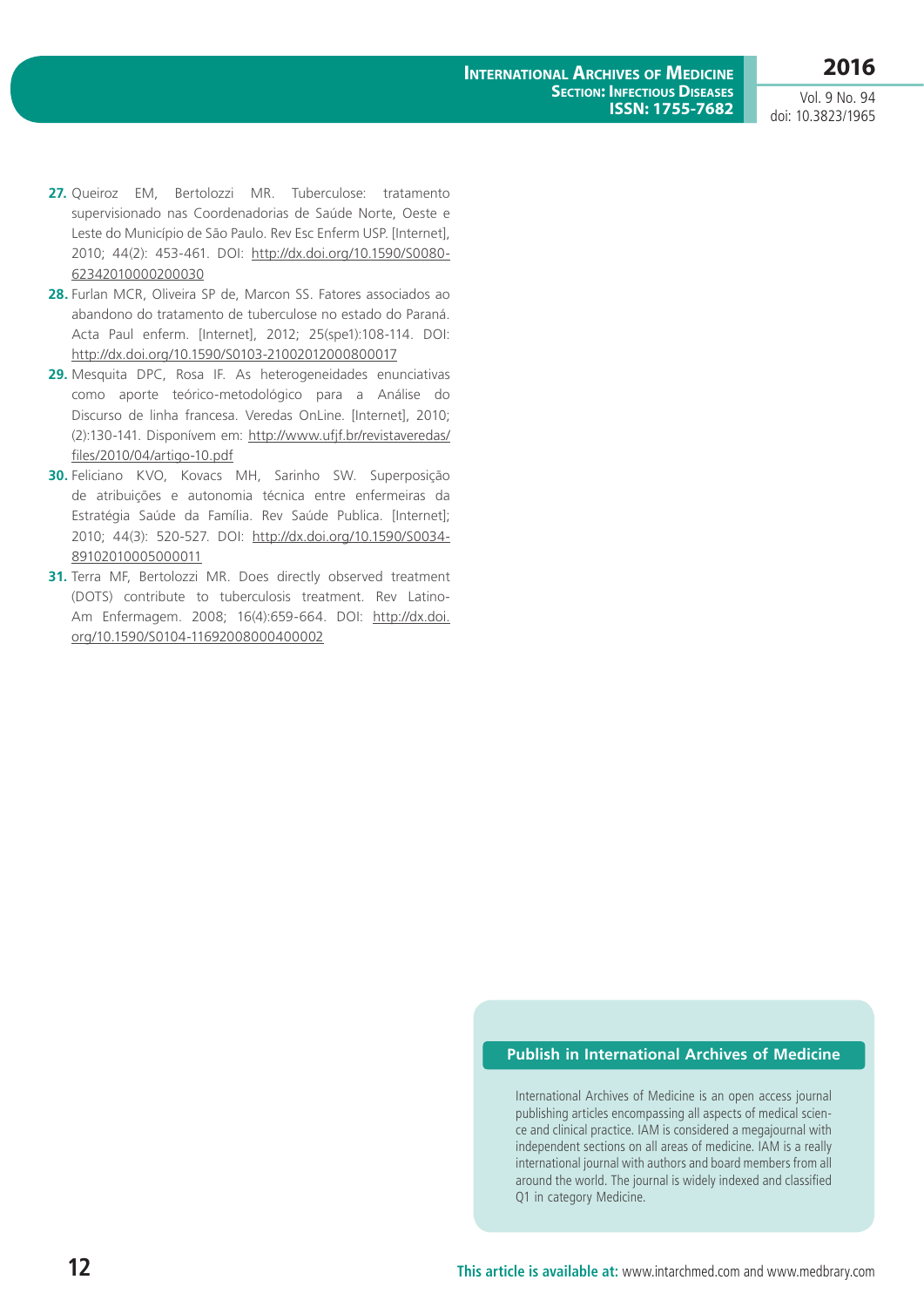27. Queiroz EM, Bertolozzi MR. Tuberculose: tratamento supervisionado nas Coordenadorias de Saúde Norte, Oeste e Leste do Município de São Paulo. Rev Esc Enferm USP. [Internet], 2010; 44(2): 453-461. DOI: http://dx.doi.org/10.1590/S0080-62342010000200030
28. Furlan MCR, Oliveira SP de, Marcon SS. Fatores associados ao abandono do tratamento de tuberculose no estado do Paraná. Acta Paul enferm. [Internet], 2012; 25(spe1):108-114. DOI: http://dx.doi.org/10.1590/S0103-21002012000800017
29. Mesquita DPC, Rosa IF. As heterogeneidades enunciativas como aporte teórico-metodológico para a Análise do Discurso de linha francesa. Veredas OnLine. [Internet], 2010; (2):130-141. Disponívem em: http://www.ufjf.br/revistaveredas/files/2010/04/artigo-10.pdf
30. Feliciano KVO, Kovacs MH, Sarinho SW. Superposição de atribuições e autonomia técnica entre enfermeiras da Estratégia Saúde da Família. Rev Saúde Publica. [Internet]; 2010; 44(3): 520-527. DOI: http://dx.doi.org/10.1590/S0034-89102010005000011
31. Terra MF, Bertolozzi MR. Does directly observed treatment (DOTS) contribute to tuberculosis treatment. Rev Latino-Am Enfermagem. 2008; 16(4):659-664. DOI: http://dx.doi.org/10.1590/S0104-11692008000400002

**Publish in International Archives of Medicine**

International Archives of Medicine is an open access journal publishing articles encompassing all aspects of medical science and clinical practice. IAM is considered a megajournal with independent sections on all areas of medicine. IAM is a really international journal with authors and board members from all around the world. The journal is widely indexed and classified Q1 in category Medicine.

**This article is available at:** www.intarchmed.com and www.medbrary.com